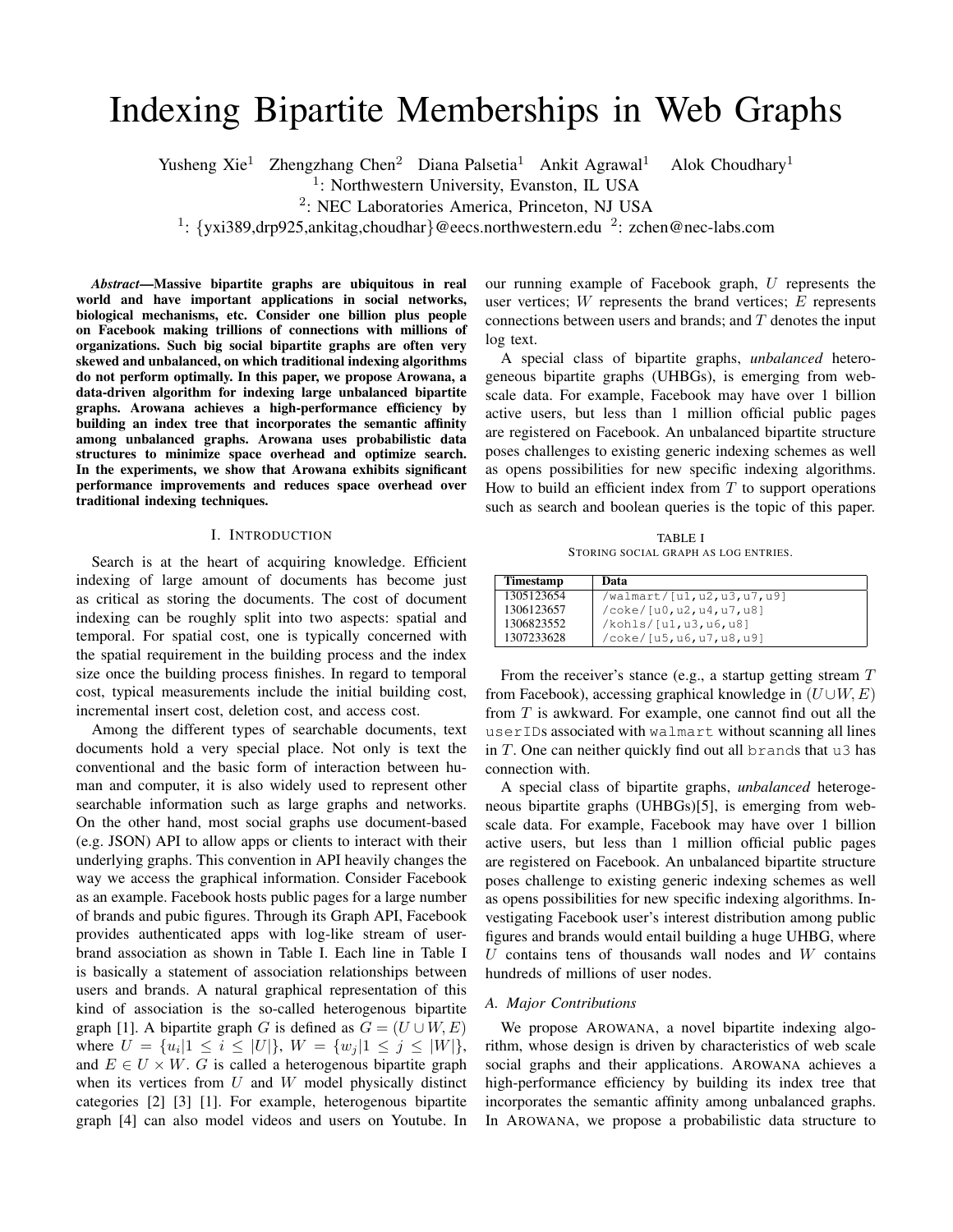# Indexing Bipartite Memberships in Web Graphs

Yusheng Xie[1] Zhengzhang Chen[2] Diana Palsetia[1] Ankit Agrawal[1] Alok Choudhary[1]

[1]: Northwestern University, Evanston, IL USA

[2]: NEC Laboratories America, Princeton, NJ USA

[1]: {yxi389,drp925,ankitag,choudhar}@eecs.northwestern.edu [2]: zchen@nec-labs.com

***Abstract*—Massive bipartite graphs are ubiquitous in real world and have important applications in social networks, biological mechanisms, etc. Consider one billion plus people on Facebook making trillions of connections with millions of organizations. Such big social bipartite graphs are often very skewed and unbalanced, on which traditional indexing algorithms do not perform optimally. In this paper, we propose Arowana, a data-driven algorithm for indexing large unbalanced bipartite graphs. Arowana achieves a high-performance efficiency by building an index tree that incorporates the semantic affinity among unbalanced graphs. Arowana uses probabilistic data structures to minimize space overhead and optimize search. In the experiments, we show that Arowana exhibits significant performance improvements and reduces space overhead over traditional indexing techniques.**

## I. Introduction

Search is at the heart of acquiring knowledge. Efficient indexing of large amount of documents has become just as critical as storing the documents. The cost of document indexing can be roughly split into two aspects: spatial and temporal. For spatial cost, one is typically concerned with the spatial requirement in the building process and the index size once the building process finishes. In regard to temporal cost, typical measurements include the initial building cost, incremental insert cost, deletion cost, and access cost.

Among the different types of searchable documents, text documents hold a very special place. Not only is text the conventional and the basic form of interaction between human and computer, it is also widely used to represent other searchable information such as large graphs and networks. On the other hand, most social graphs use document-based (e.g. JSON) API to allow apps or clients to interact with their underlying graphs. This convention in API heavily changes the way we access the graphical information. Consider Facebook as an example. Facebook hosts public pages for a large number of brands and pubic figures. Through its Graph API, Facebook provides authenticated apps with log-like stream of user-brand association as shown in Table I. Each line in Table I is basically a statement of association relationships between users and brands. A natural graphical representation of this kind of association is the so-called heterogenous bipartite graph [1]. A bipartite graph $G$ is defined as $G = (U \cup W, E)$ where $U = \{u_i | 1 \leq i \leq |U|\}$, $W = \{w_j | 1 \leq j \leq |W|\}$, and $E \in U \times W$. $G$ is called a heterogenous bipartite graph when its vertices from $U$ and $W$ model physically distinct categories [2] [3] [1]. For example, heterogenous bipartite graph [4] can also model videos and users on Youtube. In our running example of Facebook graph, $U$ represents the user vertices; $W$ represents the brand vertices; $E$ represents connections between users and brands; and $T$ denotes the input log text.

A special class of bipartite graphs, *unbalanced* heterogeneous bipartite graphs (UHBGs), is emerging from web-scale data. For example, Facebook may have over 1 billion active users, but less than 1 million official public pages are registered on Facebook. An unbalanced bipartite structure poses challenges to existing generic indexing schemes as well as opens possibilities for new specific indexing algorithms. How to build an efficient index from $T$ to support operations such as search and boolean queries is the topic of this paper.

TABLE I

Storing social graph as log entries.

| Timestamp | Data |
|---|---|
| 1305123654 | `/walmart/[u1,u2,u3,u7,u9]` |
| 1306123657 | `/coke/[u0,u2,u4,u7,u8]` |
| 1306823552 | `/kohls/[u1,u3,u6,u8]` |
| 1307233628 | `/coke/[u5,u6,u7,u8,u9]` |

From the receiver's stance (e.g., a startup getting stream $T$ from Facebook), accessing graphical knowledge in $(U \cup W, E)$ from $T$ is awkward. For example, one cannot find out all the `userID`s associated with `walmart` without scanning all lines in $T$. One can neither quickly find out all `brand`s that `u3` has connection with.

A special class of bipartite graphs, *unbalanced* heterogeneous bipartite graphs (UHBGs)[5], is emerging from web-scale data. For example, Facebook may have over 1 billion active users, but less than 1 million official public pages are registered on Facebook. An unbalanced bipartite structure poses challenge to existing generic indexing schemes as well as opens possibilities for new specific indexing algorithms. Investigating Facebook user's interest distribution among public figures and brands would entail building a huge UHBG, where $U$ contains tens of thousands wall nodes and $W$ contains hundreds of millions of user nodes.

### A. Major Contributions

We propose Arowana, a novel bipartite indexing algorithm, whose design is driven by characteristics of web scale social graphs and their applications. Arowana achieves a high-performance efficiency by building its index tree that incorporates the semantic affinity among unbalanced graphs. In Arowana, we propose a probabilistic data structure to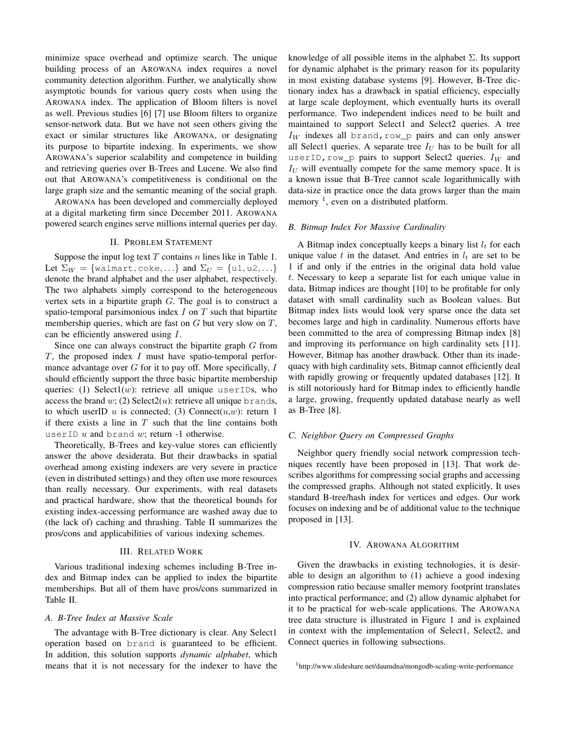minimize space overhead and optimize search. The unique building process of an AROWANA index requires a novel community detection algorithm. Further, we analytically show asymptotic bounds for various query costs when using the AROWANA index. The application of Bloom filters is novel as well. Previous studies [6] [7] use Bloom filters to organize sensor-network data. But we have not seen others giving the exact or similar structures like AROWANA, or designating its purpose to bipartite indexing. In experiments, we show AROWANA's superior scalability and competence in building and retrieving queries over B-Trees and Lucene. We also find out that AROWANA's competitiveness is conditional on the large graph size and the semantic meaning of the social graph.

AROWANA has been developed and commercially deployed at a digital marketing firm since December 2011. AROWANA powered search engines serve millions internal queries per day.

## II. PROBLEM STATEMENT

Suppose the input log text $T$ contains $n$ lines like in Table 1. Let $\Sigma_W = \{\texttt{walmart}, \texttt{coke}, \ldots\}$ and $\Sigma_U = \{\texttt{u1}, \texttt{u2}, \ldots\}$ denote the brand alphabet and the user alphabet, respectively. The two alphabets simply correspond to the heterogeneous vertex sets in a bipartite graph $G$. The goal is to construct a spatio-temporal parsimonious index $I$ on $T$ such that bipartite membership queries, which are fast on $G$ but very slow on $T$, can be efficiently answered using $I$.

Since one can always construct the bipartite graph $G$ from $T$, the proposed index $I$ must have spatio-temporal performance advantage over $G$ for it to pay off. More specifically, $I$ should efficiently support the three basic bipartite membership queries: (1) Select1($w$): retrieve all unique `userID`s, who access the brand $w$; (2) Select2($u$): retrieve all unique `brand`s, to which userID $u$ is connected; (3) Connect($u$,$w$): return 1 if there exists a line in $T$ such that the line contains both `userID` $u$ and `brand` $w$; return -1 otherwise.

Theoretically, B-Trees and key-value stores can efficiently answer the above desiderata. But their drawbacks in spatial overhead among existing indexers are very severe in practice (even in distributed settings) and they often use more resources than really necessary. Our experiments, with real datasets and practical hardware, show that the theoretical bounds for existing index-accessing performance are washed away due to (the lack of) caching and thrashing. Table II summarizes the pros/cons and applicabilities of various indexing schemes.

## III. RELATED WORK

Various traditional indexing schemes including B-Tree index and Bitmap index can be applied to index the bipartite memberships. But all of them have pros/cons summarized in Table II.

### A. B-Tree Index at Massive Scale

The advantage with B-Tree dictionary is clear. Any Select1 operation based on `brand` is guaranteed to be efficient. In addition, this solution supports *dynamic alphabet*, which means that it is not necessary for the indexer to have the knowledge of all possible items in the alphabet $\Sigma$. Its support for dynamic alphabet is the primary reason for its popularity in most existing database systems [9]. However, B-Tree dictionary index has a drawback in spatial efficiency, especially at large scale deployment, which eventually hurts its overall performance. Two independent indices need to be built and maintained to support Select1 and Select2 queries. A tree $I_W$ indexes all `brand,row_p` pairs and can only answer all Select1 queries. A separate tree $I_U$ has to be built for all `userID,row_p` pairs to support Select2 queries. $I_W$ and $I_U$ will eventually compete for the same memory space. It is a known issue that B-Tree cannot scale logarithmically with data-size in practice once the data grows larger than the main memory [1], even on a distributed platform.

### B. Bitmap Index For Massive Cardinality

A Bitmap index conceptually keeps a binary list $l_t$ for each unique value $t$ in the dataset. And entries in $l_t$ are set to be 1 if and only if the entries in the original data hold value $t$. Necessary to keep a separate list for each unique value in data, Bitmap indices are thought [10] to be profitable for only dataset with small cardinality such as Boolean values. But Bitmap index lists would look very sparse once the data set becomes large and high in cardinality. Numerous efforts have been committed to the area of compressing Bitmap index [8] and improving its performance on high cardinality sets [11]. However, Bitmap has another drawback. Other than its inadequacy with high cardinality sets, Bitmap cannot efficiently deal with rapidly growing or frequently updated databases [12]. It is still notoriously hard for Bitmap index to efficiently handle a large, growing, frequently updated database nearly as well as B-Tree [8].

### C. Neighbor Query on Compressed Graphs

Neighbor query friendly social network compression techniques recently have been proposed in [13]. That work describes algorithms for compressing social graphs and accessing the compressed graphs. Although not stated explicitly, It uses standard B-tree/hash index for vertices and edges. Our work focuses on indexing and be of additional value to the technique proposed in [13].

## IV. AROWANA ALGORITHM

Given the drawbacks in existing technologies, it is desirable to design an algorithm to (1) achieve a good indexing compression ratio because smaller memory footprint translates into practical performance; and (2) allow dynamic alphabet for it to be practical for web-scale applications. The AROWANA tree data structure is illustrated in Figure 1 and is explained in context with the implementation of Select1, Select2, and Connect queries in following subsections.

[1] http://www.slideshare.net/daumdna/mongodb-scaling-write-performance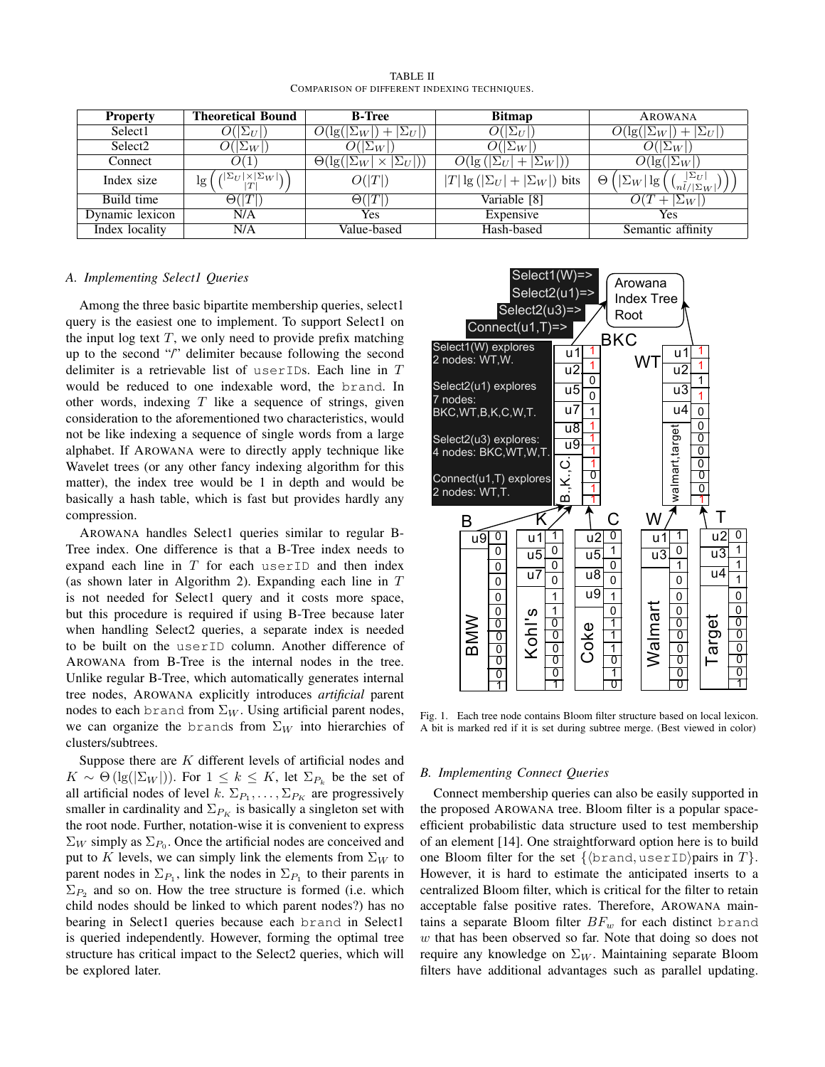TABLE II

COMPARISON OF DIFFERENT INDEXING TECHNIQUES.

| Property | Theoretical Bound | B-Tree | Bitmap | AROWANA |
|---|---|---|---|---|
| Select1 | $O(\|\Sigma_U\|)$ | $O(\lg(\|\Sigma_W\|) + \|\Sigma_U\|)$ | $O(\|\Sigma_U\|)$ | $O(\lg(\|\Sigma_W\|) + \|\Sigma_U\|)$ |
| Select2 | $O(\|\Sigma_W\|)$ | $O(\|\Sigma_W\|)$ | $O(\|\Sigma_W\|)$ | $O(\|\Sigma_W\|)$ |
| Connect | $O(1)$ | $\Theta(\lg(\|\Sigma_W\| \times \|\Sigma_U\|))$ | $O(\lg(\|\Sigma_U\| + \|\Sigma_W\|))$ | $O(\lg(\|\Sigma_W\|)$ |
| Index size | $\lg\left(\binom{\|\Sigma_U\| \times \|\Sigma_W\|}{\|T\|}\right)$ | $O(\|T\|)$ | $\|T\| \lg(\|\Sigma_U\| + \|\Sigma_W\|)$ bits | $\Theta\left(\|\Sigma_W\| \lg\left(\binom{\|\Sigma_U\|}{n\bar{l}/\|\Sigma_W\|}\right)\right)$ |
| Build time | $\Theta(\|T\|)$ | $\Theta(\|T\|)$ | Variable [8] | $O(T + \|\Sigma_W\|)$ |
| Dynamic lexicon | N/A | Yes | Expensive | Yes |
| Index locality | N/A | Value-based | Hash-based | Semantic affinity |

### *A. Implementing Select1 Queries*

Among the three basic bipartite membership queries, select1 query is the easiest one to implement. To support Select1 on the input log text $T$, we only need to provide prefix matching up to the second "/" delimiter because following the second delimiter is a retrievable list of `userID`s. Each line in $T$ would be reduced to one indexable word, the `brand`. In other words, indexing $T$ like a sequence of strings, given consideration to the aforementioned two characteristics, would not be like indexing a sequence of single words from a large alphabet. If AROWANA were to directly apply technique like Wavelet trees (or any other fancy indexing algorithm for this matter), the index tree would be 1 in depth and would be basically a hash table, which is fast but provides hardly any compression.

AROWANA handles Select1 queries similar to regular B-Tree index. One difference is that a B-Tree index needs to expand each line in $T$ for each `userID` and then index (as shown later in Algorithm 2). Expanding each line in $T$ is not needed for Select1 query and it costs more space, but this procedure is required if using B-Tree because later when handling Select2 queries, a separate index is needed to be built on the `userID` column. Another difference of AROWANA from B-Tree is the internal nodes in the tree. Unlike regular B-Tree, which automatically generates internal tree nodes, AROWANA explicitly introduces *artificial* parent nodes to each `brand` from $\Sigma_W$. Using artificial parent nodes, we can organize the `brand`s from $\Sigma_W$ into hierarchies of clusters/subtrees.

Suppose there are $K$ different levels of artificial nodes and $K \sim \Theta(\lg(|\Sigma_W|))$. For $1 \leq k \leq K$, let $\Sigma_{P_k}$ be the set of all artificial nodes of level $k$. $\Sigma_{P_1}, \ldots, \Sigma_{P_K}$ are progressively smaller in cardinality and $\Sigma_{P_K}$ is basically a singleton set with the root node. Further, notation-wise it is convenient to express $\Sigma_W$ simply as $\Sigma_{P_0}$. Once the artificial nodes are conceived and put to $K$ levels, we can simply link the elements from $\Sigma_W$ to parent nodes in $\Sigma_{P_1}$, link the nodes in $\Sigma_{P_1}$ to their parents in $\Sigma_{P_2}$ and so on. How the tree structure is formed (i.e. which child nodes should be linked to which parent nodes?) has no bearing in Select1 queries because each `brand` in Select1 is queried independently. However, forming the optimal tree structure has critical impact to the Select2 queries, which will be explored later.

Fig. 1. Each tree node contains Bloom filter structure based on local lexicon. A bit is marked red if it is set during subtree merge. (Best viewed in color)

### *B. Implementing Connect Queries*

Connect membership queries can also be easily supported in the proposed AROWANA tree. Bloom filter is a popular space-efficient probabilistic data structure used to test membership of an element [14]. One straightforward option here is to build one Bloom filter for the set $\{\langle$`brand`, `userID`$\rangle$pairs in $T\}$. However, it is hard to estimate the anticipated inserts to a centralized Bloom filter, which is critical for the filter to retain acceptable false positive rates. Therefore, AROWANA maintains a separate Bloom filter $BF_w$ for each distinct `brand` $w$ that has been observed so far. Note that doing so does not require any knowledge on $\Sigma_W$. Maintaining separate Bloom filters have additional advantages such as parallel updating.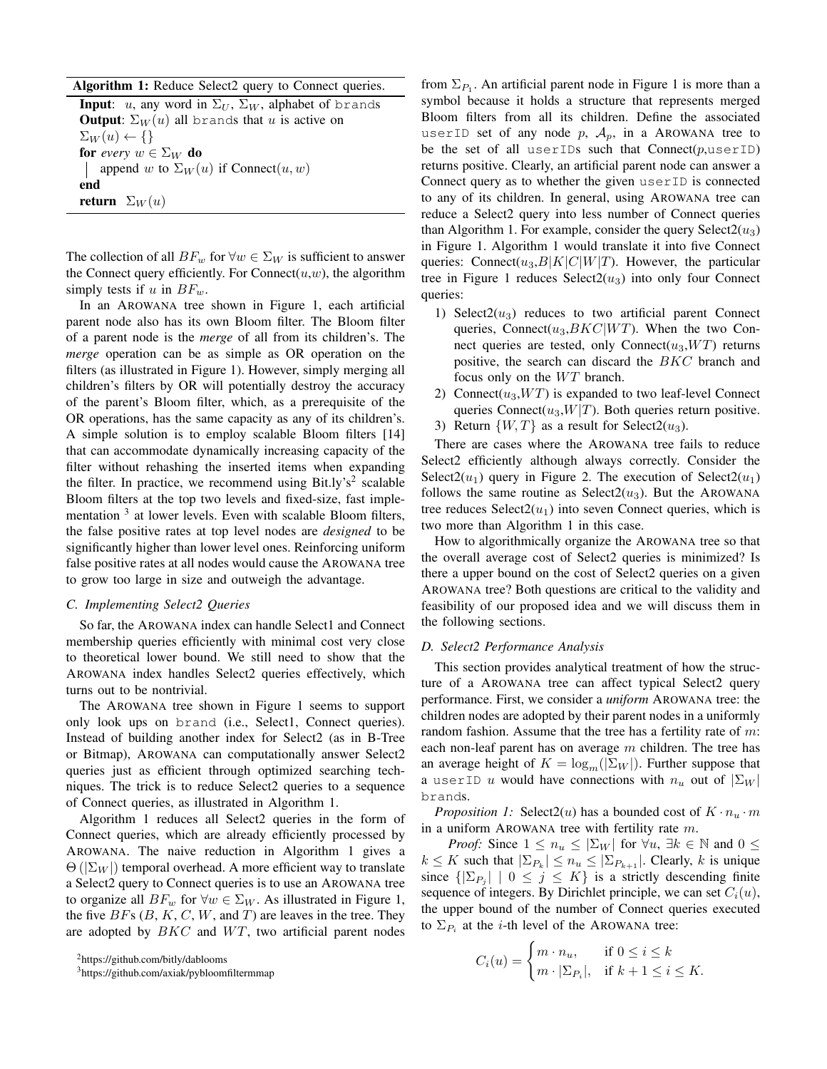**Algorithm 1:** Reduce Select2 query to Connect queries.

**Input**: $u$, any word in $\Sigma_U$, $\Sigma_W$, alphabet of `brands`
**Output**: $\Sigma_W(u)$ all `brands` that $u$ is active on

```
Σ_W(u) ← {}
for every w ∈ Σ_W do
    append w to Σ_W(u) if Connect(u, w)
end
return Σ_W(u)
```

The collection of all $BF_w$ for $\forall w \in \Sigma_W$ is sufficient to answer the Connect query efficiently. For Connect($u$,$w$), the algorithm simply tests if $u$ in $BF_w$.

In an AROWANA tree shown in Figure 1, each artificial parent node also has its own Bloom filter. The Bloom filter of a parent node is the *merge* of all from its children's. The *merge* operation can be as simple as OR operation on the filters (as illustrated in Figure 1). However, simply merging all children's filters by OR will potentially destroy the accuracy of the parent's Bloom filter, which, as a prerequisite of the OR operations, has the same capacity as any of its children's. A simple solution is to employ scalable Bloom filters [14] that can accommodate dynamically increasing capacity of the filter without rehashing the inserted items when expanding the filter. In practice, we recommend using Bit.ly's[2] scalable Bloom filters at the top two levels and fixed-size, fast implementation [3] at lower levels. Even with scalable Bloom filters, the false positive rates at top level nodes are *designed* to be significantly higher than lower level ones. Reinforcing uniform false positive rates at all nodes would cause the AROWANA tree to grow too large in size and outweigh the advantage.

### C. Implementing Select2 Queries

So far, the AROWANA index can handle Select1 and Connect membership queries efficiently with minimal cost very close to theoretical lower bound. We still need to show that the AROWANA index handles Select2 queries effectively, which turns out to be nontrivial.

The AROWANA tree shown in Figure 1 seems to support only look ups on `brand` (i.e., Select1, Connect queries). Instead of building another index for Select2 (as in B-Tree or Bitmap), AROWANA can computationally answer Select2 queries just as efficient through optimized searching techniques. The trick is to reduce Select2 queries to a sequence of Connect queries, as illustrated in Algorithm 1.

Algorithm 1 reduces all Select2 queries in the form of Connect queries, which are already efficiently processed by AROWANA. The naive reduction in Algorithm 1 gives a $\Theta(|\Sigma_W|)$ temporal overhead. A more efficient way to translate a Select2 query to Connect queries is to use an AROWANA tree to organize all $BF_w$ for $\forall w \in \Sigma_W$. As illustrated in Figure 1, the five $BF$s ($B$, $K$, $C$, $W$, and $T$) are leaves in the tree. They are adopted by $BKC$ and $WT$, two artificial parent nodes from $\Sigma_{P_1}$. An artificial parent node in Figure 1 is more than a symbol because it holds a structure that represents merged Bloom filters from all its children. Define the associated `userID` set of any node $p$, $\mathcal{A}_p$, in a AROWANA tree to be the set of all `userID`s such that Connect($p$,`userID`) returns positive. Clearly, an artificial parent node can answer a Connect query as to whether the given `userID` is connected to any of its children. In general, using AROWANA tree can reduce a Select2 query into less number of Connect queries than Algorithm 1. For example, consider the query Select2($u_3$) in Figure 1. Algorithm 1 would translate it into five Connect queries: Connect($u_3$,$B|K|C|W|T$). However, the particular tree in Figure 1 reduces Select2($u_3$) into only four Connect queries:

1) Select2($u_3$) reduces to two artificial parent Connect queries, Connect($u_3$,$BKC|WT$). When the two Connect queries are tested, only Connect($u_3$,$WT$) returns positive, the search can discard the $BKC$ branch and focus only on the $WT$ branch.
2) Connect($u_3$,$WT$) is expanded to two leaf-level Connect queries Connect($u_3$,$W|T$). Both queries return positive.
3) Return $\{W, T\}$ as a result for Select2($u_3$).

There are cases where the AROWANA tree fails to reduce Select2 efficiently although always correctly. Consider the Select2($u_1$) query in Figure 2. The execution of Select2($u_1$) follows the same routine as Select2($u_3$). But the AROWANA tree reduces Select2($u_1$) into seven Connect queries, which is two more than Algorithm 1 in this case.

How to algorithmically organize the AROWANA tree so that the overall average cost of Select2 queries is minimized? Is there a upper bound on the cost of Select2 queries on a given AROWANA tree? Both questions are critical to the validity and feasibility of our proposed idea and we will discuss them in the following sections.

### D. Select2 Performance Analysis

This section provides analytical treatment of how the structure of a AROWANA tree can affect typical Select2 query performance. First, we consider a *uniform* AROWANA tree: the children nodes are adopted by their parent nodes in a uniformly random fashion. Assume that the tree has a fertility rate of $m$: each non-leaf parent has on average $m$ children. The tree has an average height of $K = \log_m(|\Sigma_W|)$. Further suppose that a `userID` $u$ would have connections with $n_u$ out of $|\Sigma_W|$ `brands`.

*Proposition 1:* Select2($u$) has a bounded cost of $K \cdot n_u \cdot m$ in a uniform AROWANA tree with fertility rate $m$.

*Proof:* Since $1 \le n_u \le |\Sigma_W|$ for $\forall u$, $\exists k \in \mathbb{N}$ and $0 \le k \le K$ such that $|\Sigma_{P_k}| \le n_u \le |\Sigma_{P_{k+1}}|$. Clearly, $k$ is unique since $\{|\Sigma_{P_j}| \mid 0 \le j \le K\}$ is a strictly descending finite sequence of integers. By Dirichlet principle, we can set $C_i(u)$, the upper bound of the number of Connect queries executed to $\Sigma_{P_i}$ at the $i$-th level of the AROWANA tree:

$$C_i(u) = \begin{cases} m \cdot n_u, & \text{if } 0 \le i \le k \\ m \cdot |\Sigma_{P_i}|, & \text{if } k+1 \le i \le K. \end{cases}$$

[2] https://github.com/bitly/dablooms
[3] https://github.com/axiak/pybloomfiltermmap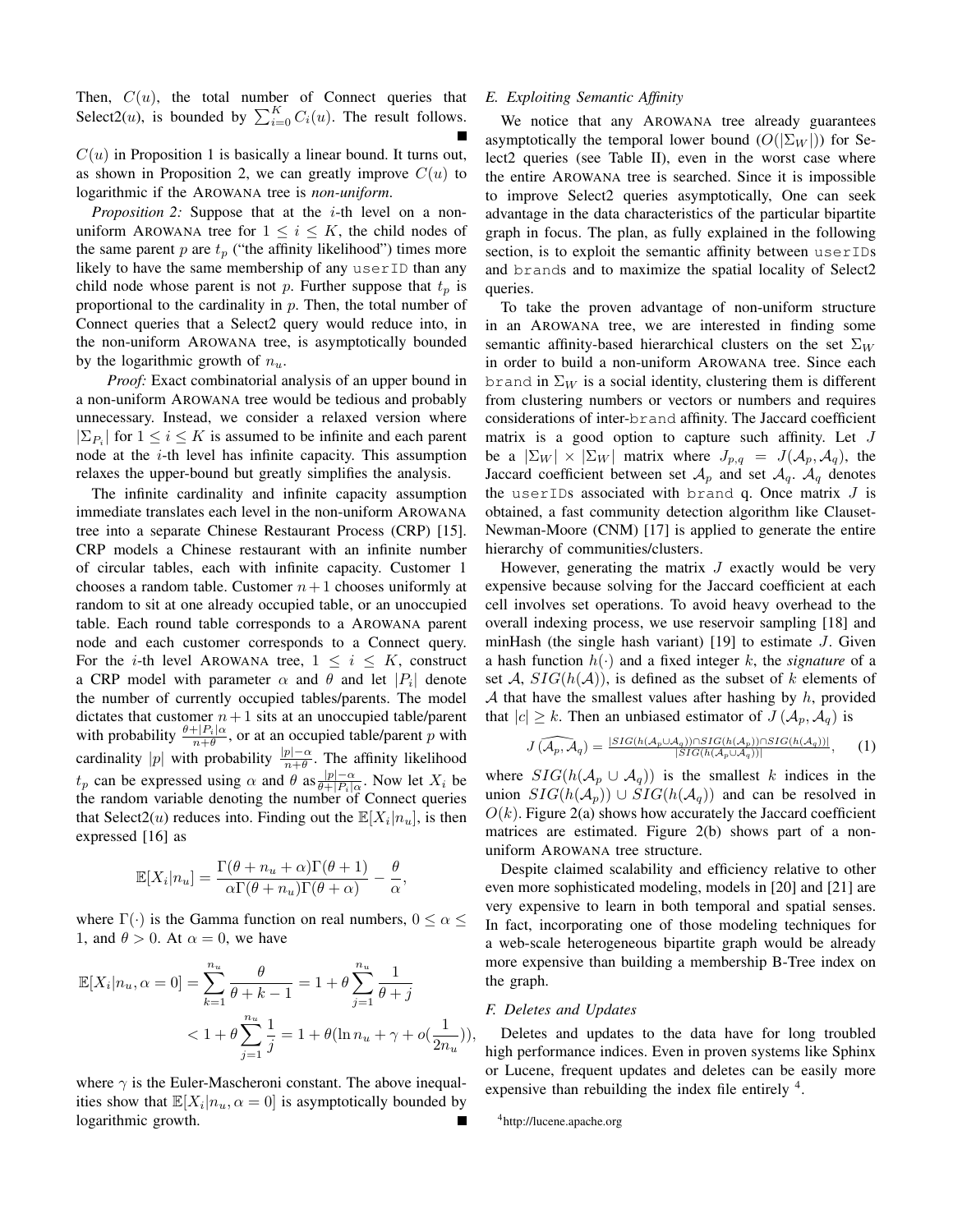Then, $C(u)$, the total number of Connect queries that Select2($u$), is bounded by $\sum_{i=0}^{K} C_i(u)$. The result follows. ■

$C(u)$ in Proposition 1 is basically a linear bound. It turns out, as shown in Proposition 2, we can greatly improve $C(u)$ to logarithmic if the AROWANA tree is *non-uniform*.

*Proposition 2:* Suppose that at the $i$-th level on a non-uniform AROWANA tree for $1 \leq i \leq K$, the child nodes of the same parent $p$ are $t_p$ ("the affinity likelihood") times more likely to have the same membership of any `userID` than any child node whose parent is not $p$. Further suppose that $t_p$ is proportional to the cardinality in $p$. Then, the total number of Connect queries that a Select2 query would reduce into, in the non-uniform AROWANA tree, is asymptotically bounded by the logarithmic growth of $n_u$.

*Proof:* Exact combinatorial analysis of an upper bound in a non-uniform AROWANA tree would be tedious and probably unnecessary. Instead, we consider a relaxed version where $|\Sigma_{P_i}|$ for $1 \leq i \leq K$ is assumed to be infinite and each parent node at the $i$-th level has infinite capacity. This assumption relaxes the upper-bound but greatly simplifies the analysis.

The infinite cardinality and infinite capacity assumption immediate translates each level in the non-uniform AROWANA tree into a separate Chinese Restaurant Process (CRP) [15]. CRP models a Chinese restaurant with an infinite number of circular tables, each with infinite capacity. Customer 1 chooses a random table. Customer $n+1$ chooses uniformly at random to sit at one already occupied table, or an unoccupied table. Each round table corresponds to a AROWANA parent node and each customer corresponds to a Connect query. For the $i$-th level AROWANA tree, $1 \leq i \leq K$, construct a CRP model with parameter $\alpha$ and $\theta$ and let $|P_i|$ denote the number of currently occupied tables/parents. The model dictates that customer $n+1$ sits at an unoccupied table/parent with probability $\frac{\theta + |P_i|\alpha}{n+\theta}$, or at an occupied table/parent $p$ with cardinality $|p|$ with probability $\frac{|p|-\alpha}{n+\theta}$. The affinity likelihood $t_p$ can be expressed using $\alpha$ and $\theta$ as $\frac{|p|-\alpha}{\theta+|P_i|\alpha}$. Now let $X_i$ be the random variable denoting the number of Connect queries that Select2($u$) reduces into. Finding out the $\mathbb{E}[X_i|n_u]$, is then expressed [16] as

$$\mathbb{E}[X_i|n_u] = \frac{\Gamma(\theta+n_u+\alpha)\Gamma(\theta+1)}{\alpha\Gamma(\theta+n_u)\Gamma(\theta+\alpha)} - \frac{\theta}{\alpha},$$

where $\Gamma(\cdot)$ is the Gamma function on real numbers, $0 \leq \alpha \leq 1$, and $\theta > 0$. At $\alpha = 0$, we have

$$\begin{aligned}\mathbb{E}[X_i|n_u, \alpha=0] &= \sum_{k=1}^{n_u} \frac{\theta}{\theta+k-1} = 1 + \theta \sum_{j=1}^{n_u} \frac{1}{\theta+j} \\ &< 1 + \theta \sum_{j=1}^{n_u} \frac{1}{j} = 1 + \theta(\ln n_u + \gamma + o(\frac{1}{2n_u})),\end{aligned}$$

where $\gamma$ is the Euler-Mascheroni constant. The above inequalities show that $\mathbb{E}[X_i|n_u, \alpha=0]$ is asymptotically bounded by logarithmic growth. ■

### *E. Exploiting Semantic Affinity*

We notice that any AROWANA tree already guarantees asymptotically the temporal lower bound ($O(|\Sigma_W|)$) for Select2 queries (see Table II), even in the worst case where the entire AROWANA tree is searched. Since it is impossible to improve Select2 queries asymptotically, One can seek advantage in the data characteristics of the particular bipartite graph in focus. The plan, as fully explained in the following section, is to exploit the semantic affinity between `userID`s and `brand`s and to maximize the spatial locality of Select2 queries.

To take the proven advantage of non-uniform structure in an AROWANA tree, we are interested in finding some semantic affinity-based hierarchical clusters on the set $\Sigma_W$ in order to build a non-uniform AROWANA tree. Since each `brand` in $\Sigma_W$ is a social identity, clustering them is different from clustering numbers or vectors or numbers and requires considerations of inter-`brand` affinity. The Jaccard coefficient matrix is a good option to capture such affinity. Let $J$ be a $|\Sigma_W| \times |\Sigma_W|$ matrix where $J_{p,q} = J(\mathcal{A}_p, \mathcal{A}_q)$, the Jaccard coefficient between set $\mathcal{A}_p$ and set $\mathcal{A}_q$. $\mathcal{A}_q$ denotes the `userID`s associated with `brand` q. Once matrix $J$ is obtained, a fast community detection algorithm like Clauset-Newman-Moore (CNM) [17] is applied to generate the entire hierarchy of communities/clusters.

However, generating the matrix $J$ exactly would be very expensive because solving for the Jaccard coefficient at each cell involves set operations. To avoid heavy overhead to the overall indexing process, we use reservoir sampling [18] and minHash (the single hash variant) [19] to estimate $J$. Given a hash function $h(\cdot)$ and a fixed integer $k$, the *signature* of a set $\mathcal{A}$, $SIG(h(\mathcal{A}))$, is defined as the subset of $k$ elements of $\mathcal{A}$ that have the smallest values after hashing by $h$, provided that $|c| \geq k$. Then an unbiased estimator of $J(\mathcal{A}_p, \mathcal{A}_q)$ is

$$\widehat{J(\mathcal{A}_p, \mathcal{A}_q)} = \frac{|SIG(h(\mathcal{A}_p \cup \mathcal{A}_q)) \cap SIG(h(\mathcal{A}_p)) \cap SIG(h(\mathcal{A}_q))|}{|SIG(h(\mathcal{A}_p \cup \mathcal{A}_q))|}, \quad (1)$$

where $SIG(h(\mathcal{A}_p \cup \mathcal{A}_q))$ is the smallest $k$ indices in the union $SIG(h(\mathcal{A}_p)) \cup SIG(h(\mathcal{A}_q))$ and can be resolved in $O(k)$. Figure 2(a) shows how accurately the Jaccard coefficient matrices are estimated. Figure 2(b) shows part of a non-uniform AROWANA tree structure.

Despite claimed scalability and efficiency relative to other even more sophisticated modeling, models in [20] and [21] are very expensive to learn in both temporal and spatial senses. In fact, incorporating one of those modeling techniques for a web-scale heterogeneous bipartite graph would be already more expensive than building a membership B-Tree index on the graph.

### *F. Deletes and Updates*

Deletes and updates to the data have for long troubled high performance indices. Even in proven systems like Sphinx or Lucene, frequent updates and deletes can be easily more expensive than rebuilding the index file entirely [4].

[4] http://lucene.apache.org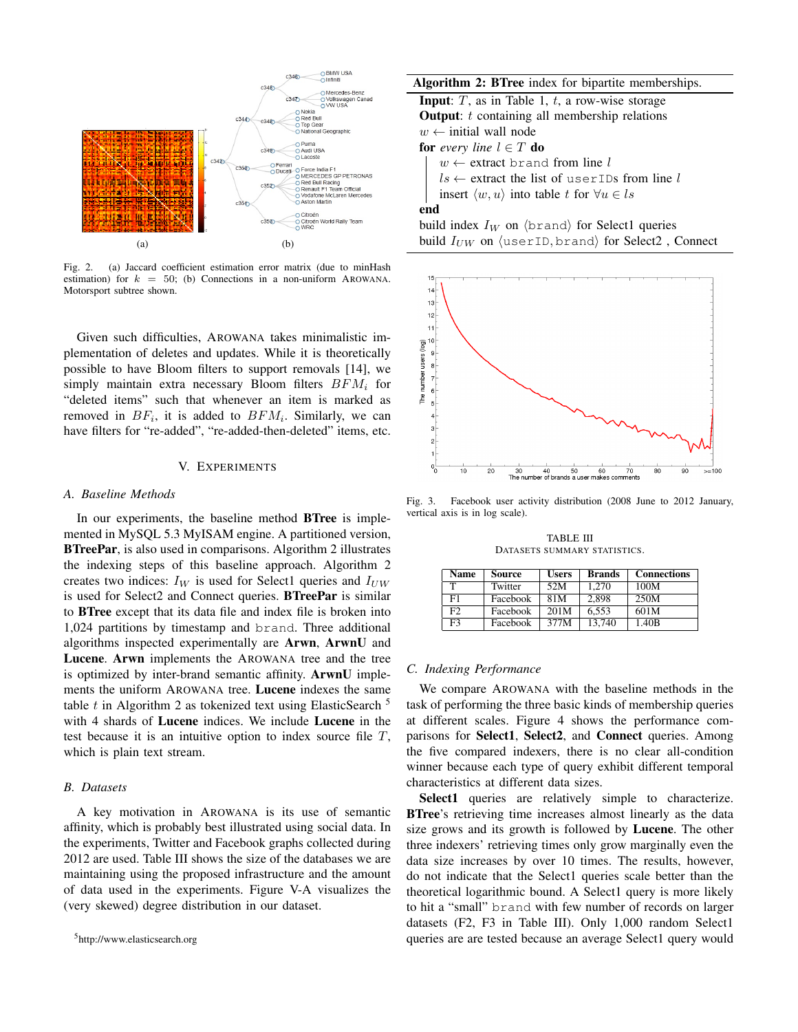Fig. 2. (a) Jaccard coefficient estimation error matrix (due to minHash estimation) for $k = 50$; (b) Connections in a non-uniform AROWANA. Motorsport subtree shown.

Given such difficulties, AROWANA takes minimalistic implementation of deletes and updates. While it is theoretically possible to have Bloom filters to support removals [14], we simply maintain extra necessary Bloom filters $BFM_i$ for "deleted items" such that whenever an item is marked as removed in $BF_i$, it is added to $BFM_i$. Similarly, we can have filters for "re-added", "re-added-then-deleted" items, etc.

## V. EXPERIMENTS

### A. Baseline Methods

In our experiments, the baseline method **BTree** is implemented in MySQL 5.3 MyISAM engine. A partitioned version, **BTreePar**, is also used in comparisons. Algorithm 2 illustrates the indexing steps of this baseline approach. Algorithm 2 creates two indices: $I_W$ is used for Select1 queries and $I_{UW}$ is used for Select2 and Connect queries. **BTreePar** is similar to **BTree** except that its data file and index file is broken into 1,024 partitions by timestamp and `brand`. Three additional algorithms inspected experimentally are **Arwn**, **ArwnU** and **Lucene**. **Arwn** implements the AROWANA tree and the tree is optimized by inter-brand semantic affinity. **ArwnU** implements the uniform AROWANA tree. **Lucene** indexes the same table $t$ in Algorithm 2 as tokenized text using ElasticSearch [5] with 4 shards of **Lucene** indices. We include **Lucene** in the test because it is an intuitive option to index source file $T$, which is plain text stream.

### B. Datasets

A key motivation in AROWANA is its use of semantic affinity, which is probably best illustrated using social data. In the experiments, Twitter and Facebook graphs collected during 2012 are used. Table III shows the size of the databases we are maintaining using the proposed infrastructure and the amount of data used in the experiments. Figure V-A visualizes the (very skewed) degree distribution in our dataset.

[5] http://www.elasticsearch.org

**Algorithm 2: BTree** index for bipartite memberships.

**Input**: $T$, as in Table 1, $t$, a row-wise storage
**Output**: $t$ containing all membership relations
$w \leftarrow$ initial wall node
**for** *every line* $l \in T$ **do**
  $w \leftarrow$ extract `brand` from line $l$
  $ls \leftarrow$ extract the list of `userID`s from line $l$
  insert $\langle w, u \rangle$ into table $t$ for $\forall u \in ls$
**end**
build index $I_W$ on $\langle$`brand`$\rangle$ for Select1 queries
build $I_{UW}$ on $\langle$`userID`, `brand`$\rangle$ for Select2 , Connect

Fig. 3. Facebook user activity distribution (2008 June to 2012 January, vertical axis is in log scale).

TABLE III
DATASETS SUMMARY STATISTICS.

| Name | Source | Users | Brands | Connections |
|---|---|---|---|---|
| T | Twitter | 52M | 1,270 | 100M |
| F1 | Facebook | 81M | 2,898 | 250M |
| F2 | Facebook | 201M | 6,553 | 601M |
| F3 | Facebook | 377M | 13,740 | 1.40B |

### C. Indexing Performance

We compare AROWANA with the baseline methods in the task of performing the three basic kinds of membership queries at different scales. Figure 4 shows the performance comparisons for **Select1**, **Select2**, and **Connect** queries. Among the five compared indexers, there is no clear all-condition winner because each type of query exhibit different temporal characteristics at different data sizes.

**Select1** queries are relatively simple to characterize. **BTree**'s retrieving time increases almost linearly as the data size grows and its growth is followed by **Lucene**. The other three indexers' retrieving times only grow marginally even the data size increases by over 10 times. The results, however, do not indicate that the Select1 queries scale better than the theoretical logarithmic bound. A Select1 query is more likely to hit a "small" `brand` with few number of records on larger datasets (F2, F3 in Table III). Only 1,000 random Select1 queries are are tested because an average Select1 query would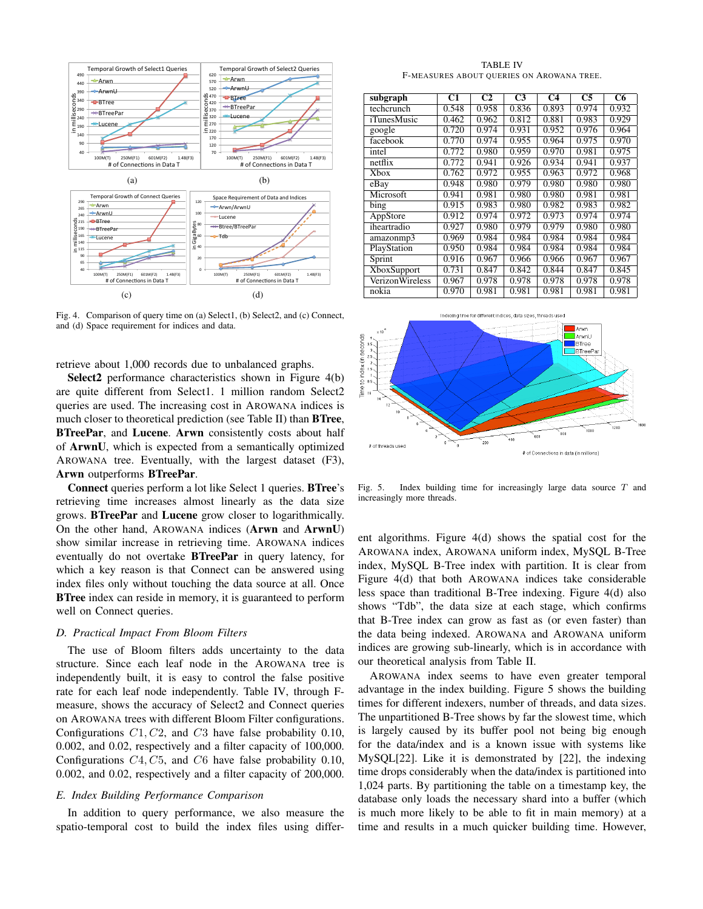Fig. 4. Comparison of query time on (a) Select1, (b) Select2, and (c) Connect, and (d) Space requirement for indices and data.

retrieve about 1,000 records due to unbalanced graphs.

**Select2** performance characteristics shown in Figure 4(b) are quite different from Select1. 1 million random Select2 queries are used. The increasing cost in AROWANA indices is much closer to theoretical prediction (see Table II) than **BTree**, **BTreePar**, and **Lucene**. **Arwn** consistently costs about half of **ArwnU**, which is expected from a semantically optimized AROWANA tree. Eventually, with the largest dataset (F3), **Arwn** outperforms **BTreePar**.

**Connect** queries perform a lot like Select 1 queries. **BTree**'s retrieving time increases almost linearly as the data size grows. **BTreePar** and **Lucene** grow closer to logarithmically. On the other hand, AROWANA indices (**Arwn** and **ArwnU**) show similar increase in retrieving time. AROWANA indices eventually do not overtake **BTreePar** in query latency, for which a key reason is that Connect can be answered using index files only without touching the data source at all. Once **BTree** index can reside in memory, it is guaranteed to perform well on Connect queries.

### *D. Practical Impact From Bloom Filters*

The use of Bloom filters adds uncertainty to the data structure. Since each leaf node in the AROWANA tree is independently built, it is easy to control the false positive rate for each leaf node independently. Table IV, through F-measure, shows the accuracy of Select2 and Connect queries on AROWANA trees with different Bloom Filter configurations. Configurations $C1, C2$, and $C3$ have false probability 0.10, 0.002, and 0.02, respectively and a filter capacity of 100,000. Configurations $C4, C5$, and $C6$ have false probability 0.10, 0.002, and 0.02, respectively and a filter capacity of 200,000.

### *E. Index Building Performance Comparison*

In addition to query performance, we also measure the spatio-temporal cost to build the index files using different algorithms. Figure 4(d) shows the spatial cost for the AROWANA index, AROWANA uniform index, MySQL B-Tree index, MySQL B-Tree index with partition. It is clear from Figure 4(d) that both AROWANA indices take considerable less space than traditional B-Tree indexing. Figure 4(d) also shows "Tdb", the data size at each stage, which confirms that B-Tree index can grow as fast as (or even faster) than the data being indexed. AROWANA and AROWANA uniform indices are growing sub-linearly, which is in accordance with our theoretical analysis from Table II.

AROWANA index seems to have even greater temporal advantage in the index building. Figure 5 shows the building times for different indexers, number of threads, and data sizes. The unpartitioned B-Tree shows by far the slowest time, which is largely caused by its buffer pool not being big enough for the data/index and is a known issue with systems like MySQL[22]. Like it is demonstrated by [22], the indexing time drops considerably when the data/index is partitioned into 1,024 parts. By partitioning the table on a timestamp key, the database only loads the necessary shard into a buffer (which is much more likely to be able to fit in main memory) at a time and results in a much quicker building time. However,

TABLE IV
F-MEASURES ABOUT QUERIES ON AROWANA TREE.

| subgraph | C1 | C2 | C3 | C4 | C5 | C6 |
|---|---|---|---|---|---|---|
| techcrunch | 0.548 | 0.958 | 0.836 | 0.893 | 0.974 | 0.932 |
| iTunesMusic | 0.462 | 0.962 | 0.812 | 0.881 | 0.983 | 0.929 |
| google | 0.720 | 0.974 | 0.931 | 0.952 | 0.976 | 0.964 |
| facebook | 0.770 | 0.974 | 0.955 | 0.964 | 0.975 | 0.970 |
| intel | 0.772 | 0.980 | 0.959 | 0.970 | 0.981 | 0.975 |
| netflix | 0.772 | 0.941 | 0.926 | 0.934 | 0.941 | 0.937 |
| Xbox | 0.762 | 0.972 | 0.955 | 0.963 | 0.972 | 0.968 |
| eBay | 0.948 | 0.980 | 0.979 | 0.980 | 0.980 | 0.980 |
| Microsoft | 0.941 | 0.981 | 0.980 | 0.980 | 0.981 | 0.981 |
| bing | 0.915 | 0.983 | 0.980 | 0.982 | 0.983 | 0.982 |
| AppStore | 0.912 | 0.974 | 0.972 | 0.973 | 0.974 | 0.974 |
| iheartradio | 0.927 | 0.980 | 0.979 | 0.979 | 0.980 | 0.980 |
| amazonmp3 | 0.969 | 0.984 | 0.984 | 0.984 | 0.984 | 0.984 |
| PlayStation | 0.950 | 0.984 | 0.984 | 0.984 | 0.984 | 0.984 |
| Sprint | 0.916 | 0.967 | 0.966 | 0.966 | 0.967 | 0.967 |
| XboxSupport | 0.731 | 0.847 | 0.842 | 0.844 | 0.847 | 0.845 |
| VerizonWireless | 0.967 | 0.978 | 0.978 | 0.978 | 0.978 | 0.978 |
| nokia | 0.970 | 0.981 | 0.981 | 0.981 | 0.981 | 0.981 |

Fig. 5. Index building time for increasingly large data source $T$ and increasingly more threads.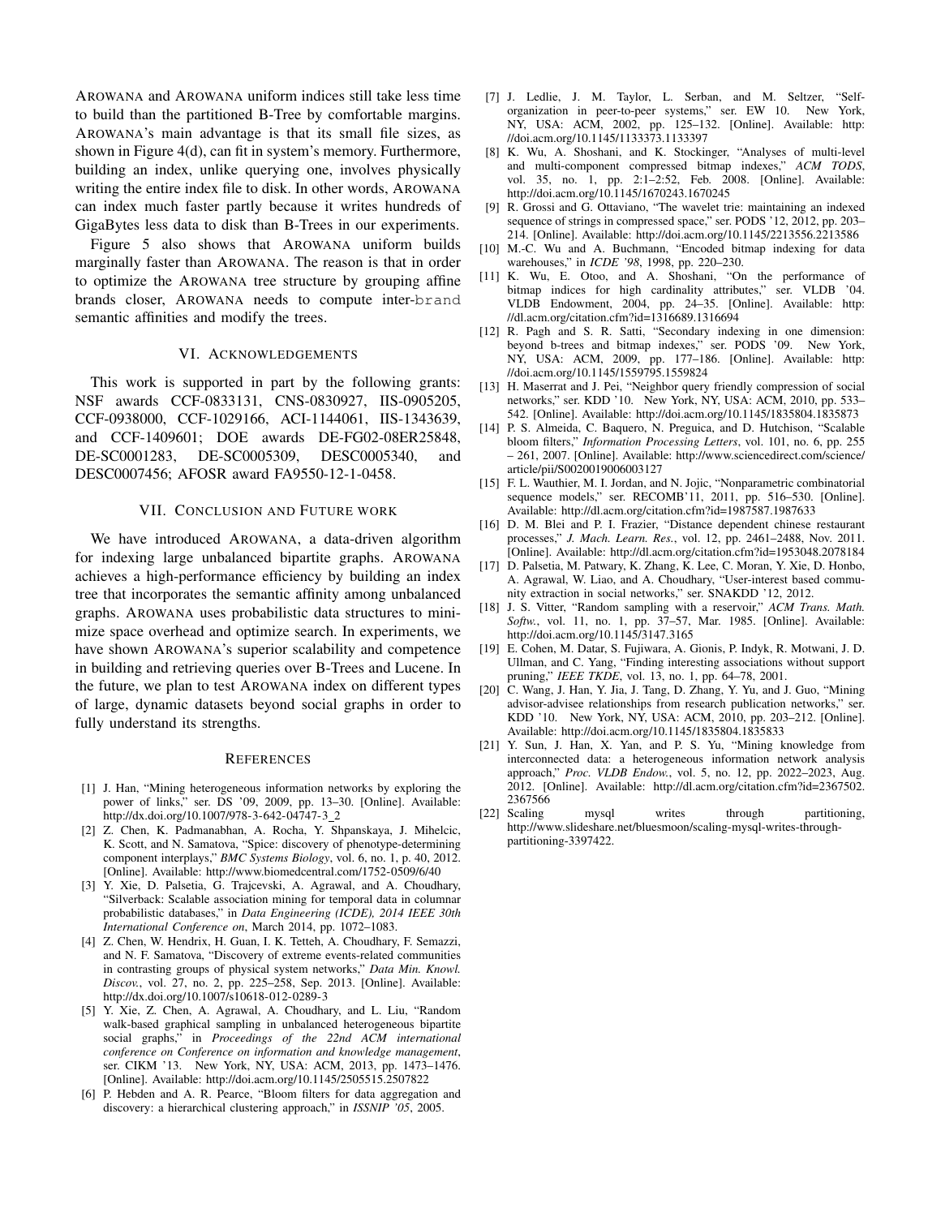AROWANA and AROWANA uniform indices still take less time to build than the partitioned B-Tree by comfortable margins. AROWANA's main advantage is that its small file sizes, as shown in Figure 4(d), can fit in system's memory. Furthermore, building an index, unlike querying one, involves physically writing the entire index file to disk. In other words, AROWANA can index much faster partly because it writes hundreds of GigaBytes less data to disk than B-Trees in our experiments.

Figure 5 also shows that AROWANA uniform builds marginally faster than AROWANA. The reason is that in order to optimize the AROWANA tree structure by grouping affine brands closer, AROWANA needs to compute inter-`brand` semantic affinities and modify the trees.

## VI. Acknowledgements

This work is supported in part by the following grants: NSF awards CCF-0833131, CNS-0830927, IIS-0905205, CCF-0938000, CCF-1029166, ACI-1144061, IIS-1343639, and CCF-1409601; DOE awards DE-FG02-08ER25848, DE-SC0001283, DE-SC0005309, DESC0005340, and DESC0007456; AFOSR award FA9550-12-1-0458.

## VII. Conclusion and Future work

We have introduced AROWANA, a data-driven algorithm for indexing large unbalanced bipartite graphs. AROWANA achieves a high-performance efficiency by building an index tree that incorporates the semantic affinity among unbalanced graphs. AROWANA uses probabilistic data structures to minimize space overhead and optimize search. In experiments, we have shown AROWANA's superior scalability and competence in building and retrieving queries over B-Trees and Lucene. In the future, we plan to test AROWANA index on different types of large, dynamic datasets beyond social graphs in order to fully understand its strengths.

## References

[1] J. Han, "Mining heterogeneous information networks by exploring the power of links," ser. DS '09, 2009, pp. 13–30. [Online]. Available: http://dx.doi.org/10.1007/978-3-642-04747-3_2

[2] Z. Chen, K. Padmanabhan, A. Rocha, Y. Shpanskaya, J. Mihelcic, K. Scott, and N. Samatova, "Spice: discovery of phenotype-determining component interplays," *BMC Systems Biology*, vol. 6, no. 1, p. 40, 2012. [Online]. Available: http://www.biomedcentral.com/1752-0509/6/40

[3] Y. Xie, D. Palsetia, G. Trajcevski, A. Agrawal, and A. Choudhary, "Silverback: Scalable association mining for temporal data in columnar probabilistic databases," in *Data Engineering (ICDE), 2014 IEEE 30th International Conference on*, March 2014, pp. 1072–1083.

[4] Z. Chen, W. Hendrix, H. Guan, I. K. Tetteh, A. Choudhary, F. Semazzi, and N. F. Samatova, "Discovery of extreme events-related communities in contrasting groups of physical system networks," *Data Min. Knowl. Discov.*, vol. 27, no. 2, pp. 225–258, Sep. 2013. [Online]. Available: http://dx.doi.org/10.1007/s10618-012-0289-3

[5] Y. Xie, Z. Chen, A. Agrawal, A. Choudhary, and L. Liu, "Random walk-based graphical sampling in unbalanced heterogeneous bipartite social graphs," in *Proceedings of the 22nd ACM international conference on Conference on information and knowledge management*, ser. CIKM '13. New York, NY, USA: ACM, 2013, pp. 1473–1476. [Online]. Available: http://doi.acm.org/10.1145/2505515.2507822

[6] P. Hebden and A. R. Pearce, "Bloom filters for data aggregation and discovery: a hierarchical clustering approach," in *ISSNIP '05*, 2005.

[7] J. Ledlie, J. M. Taylor, L. Serban, and M. Seltzer, "Self-organization in peer-to-peer systems," ser. EW 10. New York, NY, USA: ACM, 2002, pp. 125–132. [Online]. Available: http://doi.acm.org/10.1145/1133373.1133397

[8] K. Wu, A. Shoshani, and K. Stockinger, "Analyses of multi-level and multi-component compressed bitmap indexes," *ACM TODS*, vol. 35, no. 1, pp. 2:1–2:52, Feb. 2008. [Online]. Available: http://doi.acm.org/10.1145/1670243.1670245

[9] R. Grossi and G. Ottaviano, "The wavelet trie: maintaining an indexed sequence of strings in compressed space," ser. PODS '12, 2012, pp. 203–214. [Online]. Available: http://doi.acm.org/10.1145/2213556.2213586

[10] M.-C. Wu and A. Buchmann, "Encoded bitmap indexing for data warehouses," in *ICDE '98*, 1998, pp. 220–230.

[11] K. Wu, E. Otoo, and A. Shoshani, "On the performance of bitmap indices for high cardinality attributes," ser. VLDB '04. VLDB Endowment, 2004, pp. 24–35. [Online]. Available: http://dl.acm.org/citation.cfm?id=1316689.1316694

[12] R. Pagh and S. R. Satti, "Secondary indexing in one dimension: beyond b-trees and bitmap indexes," ser. PODS '09. New York, NY, USA: ACM, 2009, pp. 177–186. [Online]. Available: http://doi.acm.org/10.1145/1559795.1559824

[13] H. Maserrat and J. Pei, "Neighbor query friendly compression of social networks," ser. KDD '10. New York, NY, USA: ACM, 2010, pp. 533–542. [Online]. Available: http://doi.acm.org/10.1145/1835804.1835873

[14] P. S. Almeida, C. Baquero, N. Preguica, and D. Hutchison, "Scalable bloom filters," *Information Processing Letters*, vol. 101, no. 6, pp. 255 – 261, 2007. [Online]. Available: http://www.sciencedirect.com/science/article/pii/S0020019006003127

[15] F. L. Wauthier, M. I. Jordan, and N. Jojic, "Nonparametric combinatorial sequence models," ser. RECOMB'11, 2011, pp. 516–530. [Online]. Available: http://dl.acm.org/citation.cfm?id=1987587.1987633

[16] D. M. Blei and P. I. Frazier, "Distance dependent chinese restaurant processes," *J. Mach. Learn. Res.*, vol. 12, pp. 2461–2488, Nov. 2011. [Online]. Available: http://dl.acm.org/citation.cfm?id=1953048.2078184

[17] D. Palsetia, M. Patwary, K. Zhang, K. Lee, C. Moran, Y. Xie, D. Honbo, A. Agrawal, W. Liao, and A. Choudhary, "User-interest based community extraction in social networks," ser. SNAKDD '12, 2012.

[18] J. S. Vitter, "Random sampling with a reservoir," *ACM Trans. Math. Softw.*, vol. 11, no. 1, pp. 37–57, Mar. 1985. [Online]. Available: http://doi.acm.org/10.1145/3147.3165

[19] E. Cohen, M. Datar, S. Fujiwara, A. Gionis, P. Indyk, R. Motwani, J. D. Ullman, and C. Yang, "Finding interesting associations without support pruning," *IEEE TKDE*, vol. 13, no. 1, pp. 64–78, 2001.

[20] C. Wang, J. Han, Y. Jia, J. Tang, D. Zhang, Y. Yu, and J. Guo, "Mining advisor-advisee relationships from research publication networks," ser. KDD '10. New York, NY, USA: ACM, 2010, pp. 203–212. [Online]. Available: http://doi.acm.org/10.1145/1835804.1835833

[21] Y. Sun, J. Han, X. Yan, and P. S. Yu, "Mining knowledge from interconnected data: a heterogeneous information network analysis approach," *Proc. VLDB Endow.*, vol. 5, no. 12, pp. 2022–2023, Aug. 2012. [Online]. Available: http://dl.acm.org/citation.cfm?id=2367502.2367566

[22] Scaling mysql writes through partitioning, http://www.slideshare.net/bluesmoon/scaling-mysql-writes-through-partitioning-3397422.